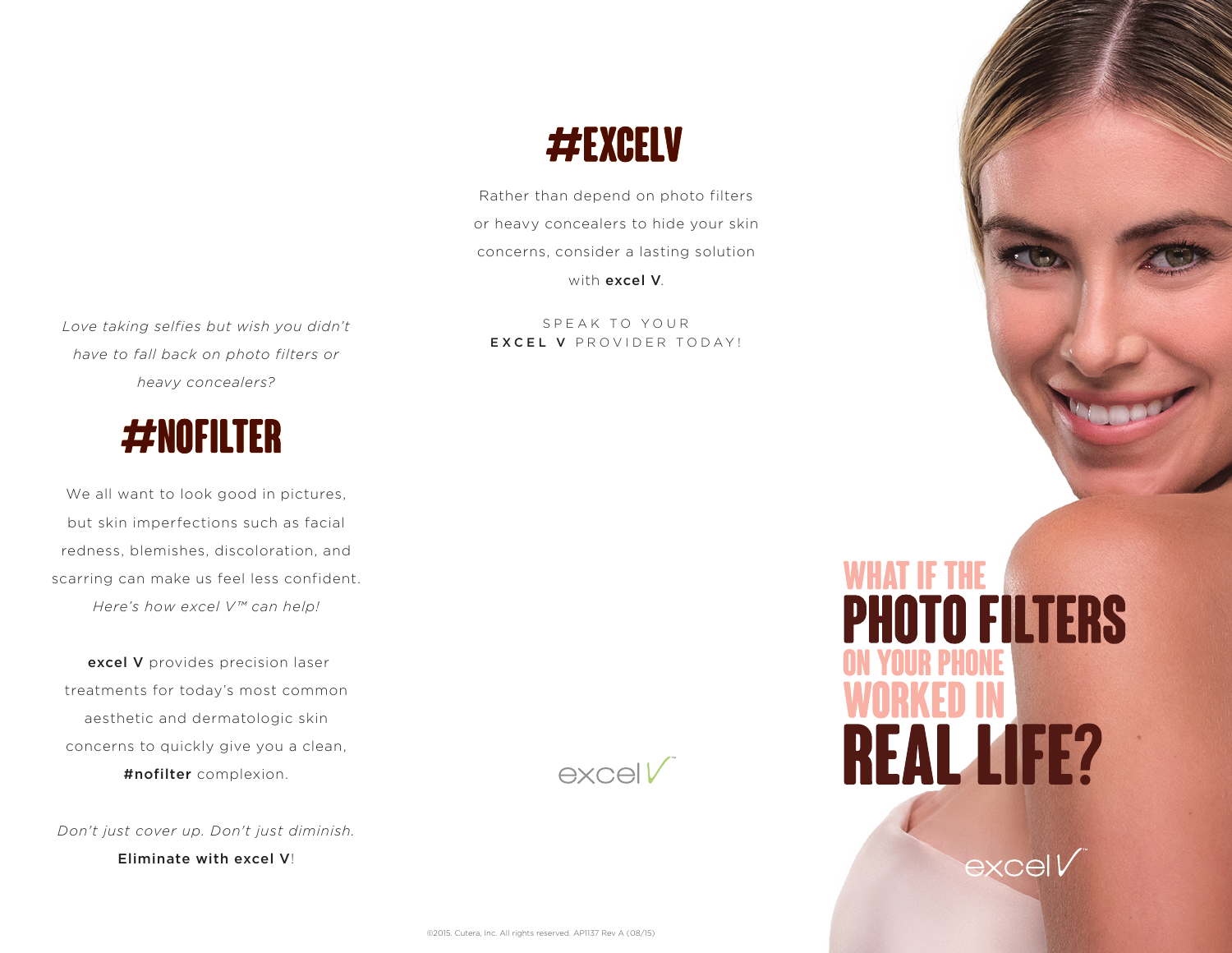*Love taking selfies but wish you didn't have to fall back on photo filters or heavy concealers?*

# #NOFILTER

We all want to look good in pictures, but skin imperfections such as facial redness, blemishes, discoloration, and scarring can make us feel less confident. *Here's how excel V™ can help!*

**excel V** provides precision laser treatments for today's most common aesthetic and dermatologic skin concerns to quickly give you a clean, **#nofilter** complexion.

*Don't just cover up. Don't just diminish.*
**Eliminate with excel V**!

# #EXCELV

Rather than depend on photo filters or heavy concealers to hide your skin concerns, consider a lasting solution with **excel V**.

SPEAK TO YOUR **EXCEL V** PROVIDER TODAY!

excel V™

# WHAT IF THE PHOTO FILTERS ON YOUR PHONE WORKED IN REAL LIFE?

excel V™

©2015. Cutera, Inc. All rights reserved. AP1137 Rev A (08/15)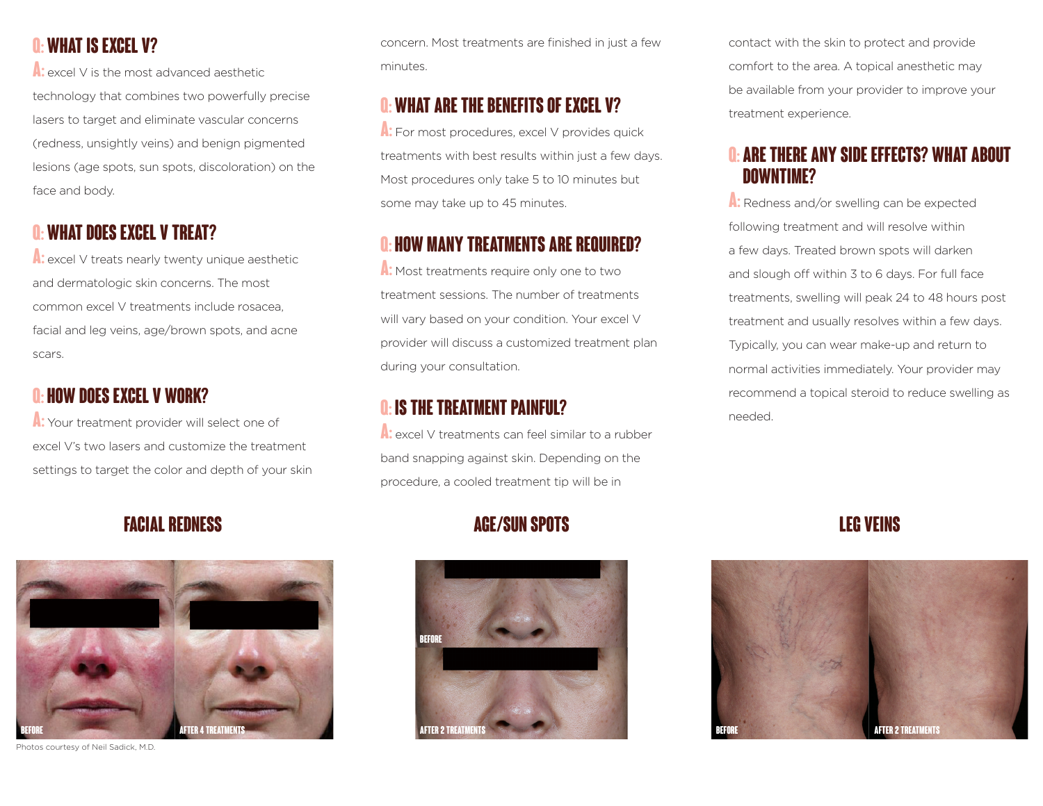## Q: WHAT IS EXCEL V?

**A:** excel V is the most advanced aesthetic technology that combines two powerfully precise lasers to target and eliminate vascular concerns (redness, unsightly veins) and benign pigmented lesions (age spots, sun spots, discoloration) on the face and body.

## Q: WHAT DOES EXCEL V TREAT?

**A:** excel V treats nearly twenty unique aesthetic and dermatologic skin concerns. The most common excel V treatments include rosacea, facial and leg veins, age/brown spots, and acne scars.

## Q: HOW DOES EXCEL V WORK?

**A:** Your treatment provider will select one of excel V's two lasers and customize the treatment settings to target the color and depth of your skin concern. Most treatments are finished in just a few minutes.

## Q: WHAT ARE THE BENEFITS OF EXCEL V?

**A:** For most procedures, excel V provides quick treatments with best results within just a few days. Most procedures only take 5 to 10 minutes but some may take up to 45 minutes.

## Q: HOW MANY TREATMENTS ARE REQUIRED?

**A:** Most treatments require only one to two treatment sessions. The number of treatments will vary based on your condition. Your excel V provider will discuss a customized treatment plan during your consultation.

## Q: IS THE TREATMENT PAINFUL?

**A:** excel V treatments can feel similar to a rubber band snapping against skin. Depending on the procedure, a cooled treatment tip will be in contact with the skin to protect and provide comfort to the area. A topical anesthetic may be available from your provider to improve your treatment experience.

## Q: ARE THERE ANY SIDE EFFECTS? WHAT ABOUT DOWNTIME?

**A:** Redness and/or swelling can be expected following treatment and will resolve within a few days. Treated brown spots will darken and slough off within 3 to 6 days. For full face treatments, swelling will peak 24 to 48 hours post treatment and usually resolves within a few days. Typically, you can wear make-up and return to normal activities immediately. Your provider may recommend a topical steroid to reduce swelling as needed.

## FACIAL REDNESS

BEFORE

AFTER 4 TREATMENTS

Photos courtesy of Neil Sadick, M.D.

## AGE/SUN SPOTS

BEFORE

AFTER 2 TREATMENTS

## LEG VEINS

BEFORE

AFTER 2 TREATMENTS